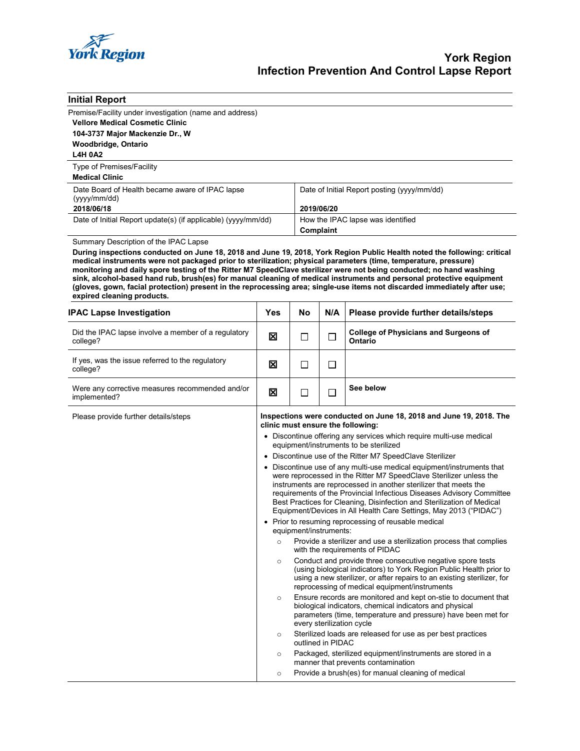# York Region
# Infection Prevention And Control Lapse Report

## Initial Report

Premise/Facility under investigation (name and address)

**Vellore Medical Cosmetic Clinic**
**104-3737 Major Mackenzie Dr., W**
**Woodbridge, Ontario**
**L4H 0A2**

Type of Premises/Facility
**Medical Clinic**

| Date Board of Health became aware of IPAC lapse (yyyy/mm/dd) | Date of Initial Report posting (yyyy/mm/dd) |
|---|---|
| **2018/06/18** | **2019/06/20** |
| Date of Initial Report update(s) (if applicable) (yyyy/mm/dd) | How the IPAC lapse was identified<br>**Complaint** |

Summary Description of the IPAC Lapse

**During inspections conducted on June 18, 2018 and June 19, 2018, York Region Public Health noted the following: critical medical instruments were not packaged prior to sterilization; physical parameters (time, temperature, pressure) monitoring and daily spore testing of the Ritter M7 SpeedClave sterilizer were not being conducted; no hand washing sink, alcohol-based hand rub, brush(es) for manual cleaning of medical instruments and personal protective equipment (gloves, gown, facial protection) present in the reprocessing area; single-use items not discarded immediately after use; expired cleaning products.**

| IPAC Lapse Investigation | Yes | No | N/A | Please provide further details/steps |
|---|---|---|---|---|
| Did the IPAC lapse involve a member of a regulatory college? | ☒ | ☐ | ☐ | **College of Physicians and Surgeons of Ontario** |
| If yes, was the issue referred to the regulatory college? | ☒ | ☐ | ☐ | |
| Were any corrective measures recommended and/or implemented? | ☒ | ☐ | ☐ | **See below** |

Please provide further details/steps

**Inspections were conducted on June 18, 2018 and June 19, 2018. The clinic must ensure the following:**

- Discontinue offering any services which require multi-use medical equipment/instruments to be sterilized
- Discontinue use of the Ritter M7 SpeedClave Sterilizer
- Discontinue use of any multi-use medical equipment/instruments that were reprocessed in the Ritter M7 SpeedClave Sterilizer unless the instruments are reprocessed in another sterilizer that meets the requirements of the Provincial Infectious Diseases Advisory Committee Best Practices for Cleaning, Disinfection and Sterilization of Medical Equipment/Devices in All Health Care Settings, May 2013 ("PIDAC")
- Prior to resuming reprocessing of reusable medical equipment/instruments:
  - Provide a sterilizer and use a sterilization process that complies with the requirements of PIDAC
  - Conduct and provide three consecutive negative spore tests (using biological indicators) to York Region Public Health prior to using a new sterilizer, or after repairs to an existing sterilizer, for reprocessing of medical equipment/instruments
  - Ensure records are monitored and kept on-stie to document that biological indicators, chemical indicators and physical parameters (time, temperature and pressure) have been met for every sterilization cycle
  - Sterilized loads are released for use as per best practices outlined in PIDAC
  - Packaged, sterilized equipment/instruments are stored in a manner that prevents contamination
  - Provide a brush(es) for manual cleaning of medical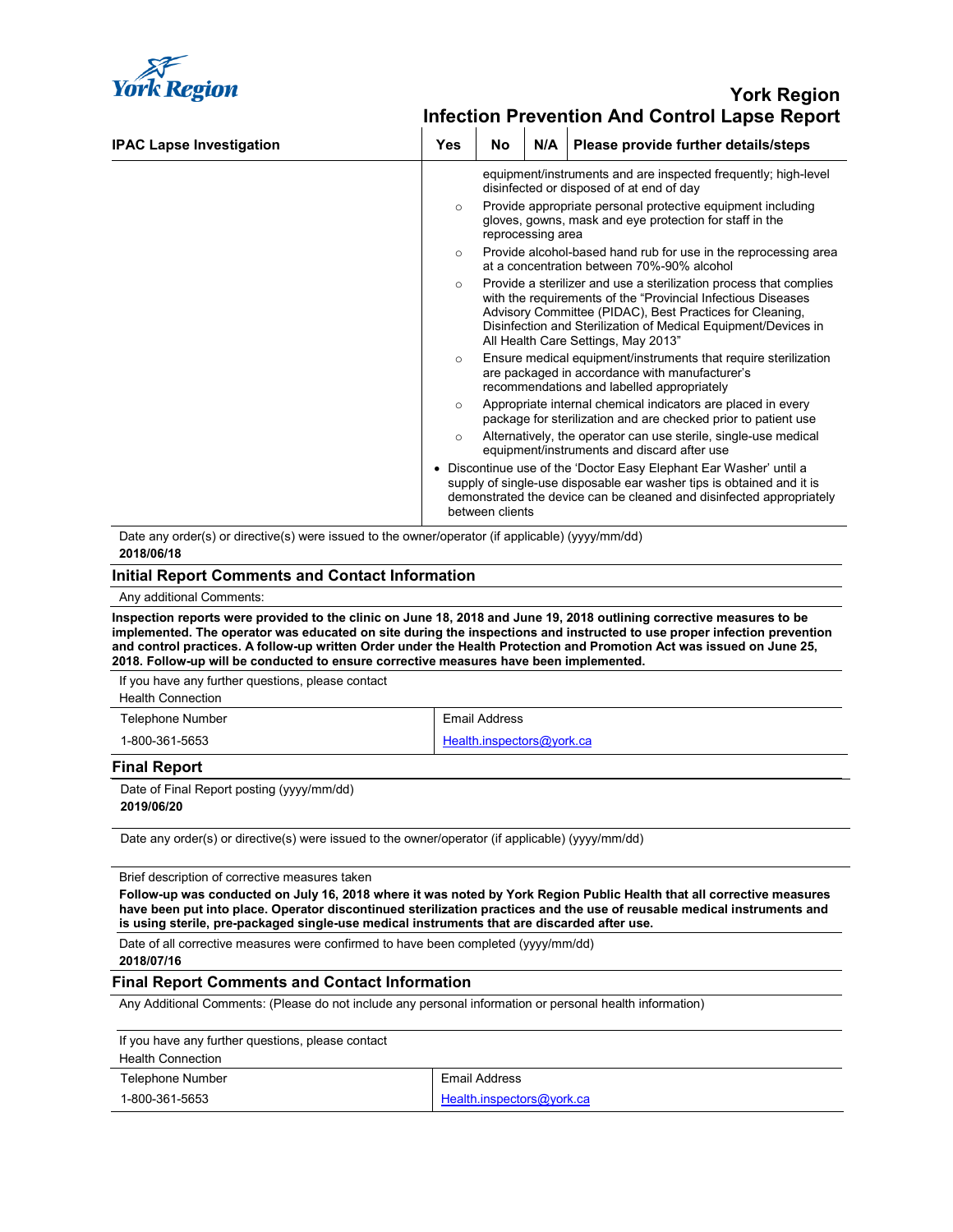## York Region
## Infection Prevention And Control Lapse Report

| IPAC Lapse Investigation | Yes | No | N/A | Please provide further details/steps |
|---|---|---|---|---|
| | | | | equipment/instruments and are inspected frequently; high-level disinfected or disposed of at end of day<br>○ Provide appropriate personal protective equipment including gloves, gowns, mask and eye protection for staff in the reprocessing area<br>○ Provide alcohol-based hand rub for use in the reprocessing area at a concentration between 70%-90% alcohol<br>○ Provide a sterilizer and use a sterilization process that complies with the requirements of the "Provincial Infectious Diseases Advisory Committee (PIDAC), Best Practices for Cleaning, Disinfection and Sterilization of Medical Equipment/Devices in All Health Care Settings, May 2013"<br>○ Ensure medical equipment/instruments that require sterilization are packaged in accordance with manufacturer's recommendations and labelled appropriately<br>○ Appropriate internal chemical indicators are placed in every package for sterilization and are checked prior to patient use<br>○ Alternatively, the operator can use sterile, single-use medical equipment/instruments and discard after use<br>• Discontinue use of the 'Doctor Easy Elephant Ear Washer' until a supply of single-use disposable ear washer tips is obtained and it is demonstrated the device can be cleaned and disinfected appropriately between clients |

Date any order(s) or directive(s) were issued to the owner/operator (if applicable) (yyyy/mm/dd)
**2018/06/18**

### Initial Report Comments and Contact Information

Any additional Comments:

**Inspection reports were provided to the clinic on June 18, 2018 and June 19, 2018 outlining corrective measures to be implemented. The operator was educated on site during the inspections and instructed to use proper infection prevention and control practices. A follow-up written Order under the Health Protection and Promotion Act was issued on June 25, 2018. Follow-up will be conducted to ensure corrective measures have been implemented.**

If you have any further questions, please contact
Health Connection

| Telephone Number | Email Address |
|---|---|
| 1-800-361-5653 | Health.inspectors@york.ca |

### Final Report

Date of Final Report posting (yyyy/mm/dd)
**2019/06/20**

Date any order(s) or directive(s) were issued to the owner/operator (if applicable) (yyyy/mm/dd)

Brief description of corrective measures taken
**Follow-up was conducted on July 16, 2018 where it was noted by York Region Public Health that all corrective measures have been put into place. Operator discontinued sterilization practices and the use of reusable medical instruments and is using sterile, pre-packaged single-use medical instruments that are discarded after use.**

Date of all corrective measures were confirmed to have been completed (yyyy/mm/dd)
**2018/07/16**

### Final Report Comments and Contact Information

Any Additional Comments: (Please do not include any personal information or personal health information)

If you have any further questions, please contact
Health Connection

| Telephone Number | Email Address |
|---|---|
| 1-800-361-5653 | Health.inspectors@york.ca |